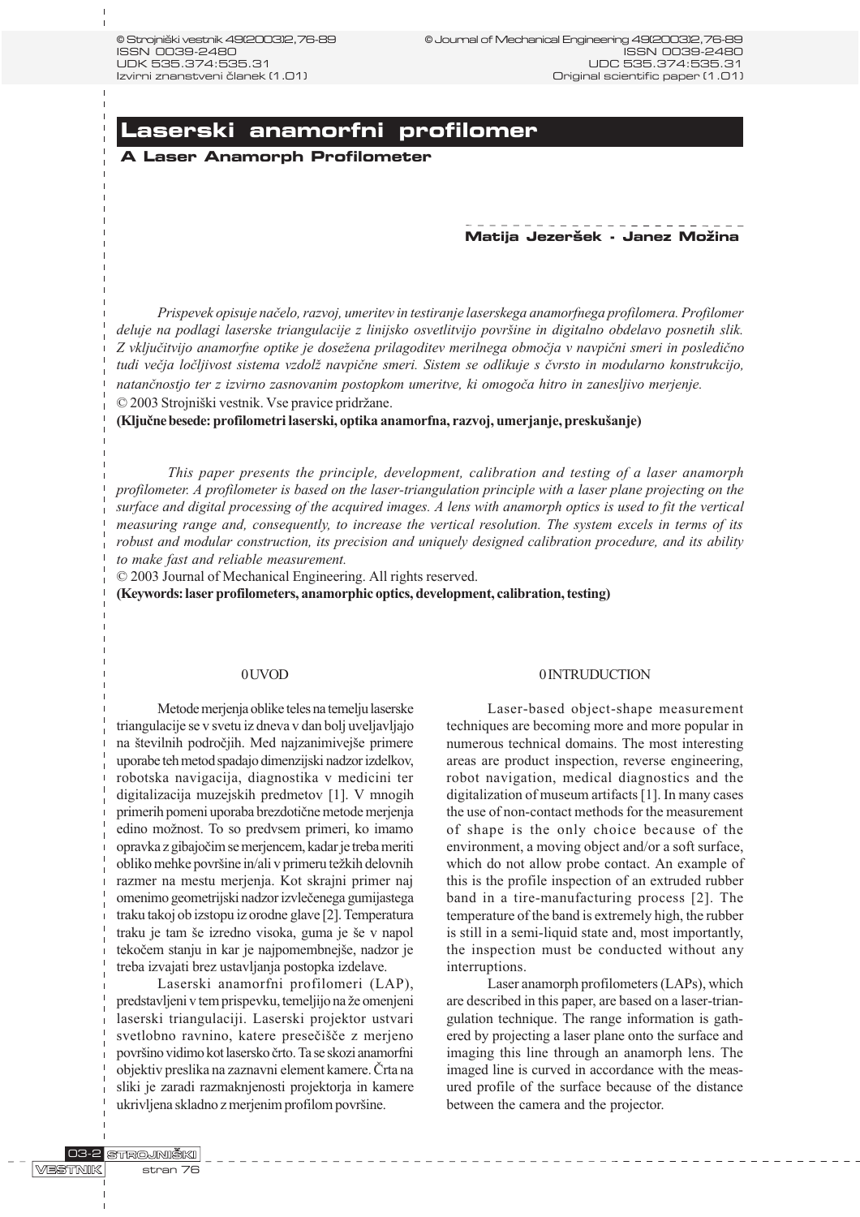# Laserski anamorfni profilomer

## A Laser Anamorph Profilometer

**Matija Jezeršek - Janez Možina**

*Prispevek opisuje načelo, razvoj, umeritev in testiranje laserskega anamorfnega profilomera. Profilomer deluje na podlagi laserske triangulacije z linijsko osvetlitvijo površine in digitalno obdelavo posnetih slik. Z vključitvijo anamorfne optike je dosežena prilagoditev merilnega območja v navpični smeri in posledično tudi večja ločljivost sistema vzdolž navpične smeri. Sistem se odlikuje s čvrsto in modularno konstrukcijo, natančnostjo ter z izvirno zasnovanim postopkom umeritve, ki omogoča hitro in zanesljivo merjenje.*

© 2003 Strojniški vestnik. Vse pravice pridržane.

**(Ključne besede: profilometri laserski, optika anamorfna, razvoj, umerjanje, preskušanje)**

*This paper presents the principle, development, calibration and testing of a laser anamorph profilometer. A profilometer is based on the laser-triangulation principle with a laser plane projecting on the surface and digital processing of the acquired images. A lens with anamorph optics is used to fit the vertical measuring range and, consequently, to increase the vertical resolution. The system excels in terms of its robust and modular construction, its precision and uniquely designed calibration procedure, and its ability to make fast and reliable measurement.*

© 2003 Journal of Mechanical Engineering. All rights reserved.

**(Keywords: laser profilometers, anamorphic optics, development, calibration, testing)**

## 0 UVOD

Metode merjenja oblike teles na temelju laserske triangulacije se v svetu iz dneva v dan bolj uveljavljajo na številnih področjih. Med najzanimivejše primere uporabe teh metod spadajo dimenzijski nadzor izdelkov, robotska navigacija, diagnostika v medicini ter digitalizacija muzejskih predmetov [1]. V mnogih primerih pomeni uporaba brezdotične metode merjenja edino možnost. To so predvsem primeri, ko imamo opravka z gibajočim se merjencem, kadar je treba meriti obliko mehke površine in/ali v primeru težkih delovnih razmer na mestu merjenja. Kot skrajni primer naj omenimo geometrijski nadzor izvlečenega gumijastega traku takoj ob izstopu iz orodne glave [2]. Temperatura traku je tam še izredno visoka, guma je še v napol tekočem stanju in kar je najpomembnejše, nadzor je treba izvajati brez ustavljanja postopka izdelave.

Laserski anamorfni profilomeri (LAP), predstavljeni v tem prispevku, temeljijo na že omenjeni laserski triangulaciji. Laserski projektor ustvari svetlobno ravnino, katere presečišče z merjeno površino vidimo kot lasersko črto. Ta se skozi anamorfni objektiv preslika na zaznavni element kamere. Črta na sliki je zaradi razmaknjenosti projektorja in kamere ukrivljena skladno z merjenim profilom površine.

## 0 INTRUDUCTION

Laser-based object-shape measurement techniques are becoming more and more popular in numerous technical domains. The most interesting areas are product inspection, reverse engineering, robot navigation, medical diagnostics and the digitalization of museum artifacts [1]. In many cases the use of non-contact methods for the measurement of shape is the only choice because of the environment, a moving object and/or a soft surface, which do not allow probe contact. An example of this is the profile inspection of an extruded rubber band in a tire-manufacturing process [2]. The temperature of the band is extremely high, the rubber is still in a semi-liquid state and, most importantly, the inspection must be conducted without any interruptions.

Laser anamorph profilometers (LAPs), which are described in this paper, are based on a laser-triangulation technique. The range information is gathered by projecting a laser plane onto the surface and imaging this line through an anamorph lens. The imaged line is curved in accordance with the measured profile of the surface because of the distance between the camera and the projector.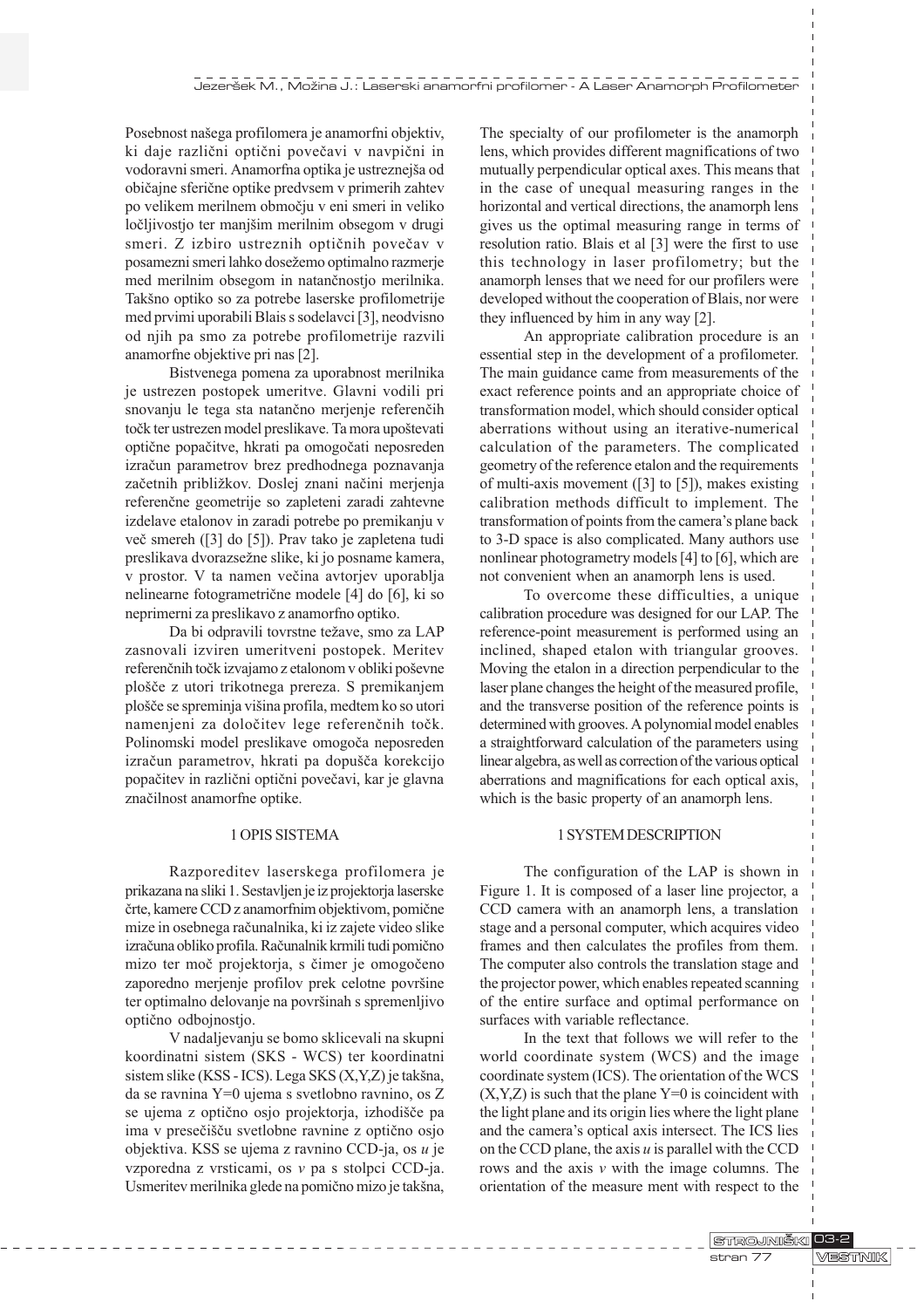Posebnost našega profilomera je anamorfni objektiv, ki daje različni optični povečavi v navpični in vodoravni smeri. Anamorfna optika je ustreznejša od običajne sferične optike predvsem v primerih zahtev po velikem merilnem območju v eni smeri in veliko ločljivostjo ter manjšim merilnim obsegom v drugi smeri. Z izbiro ustreznih optičnih povečav v posamezni smeri lahko dosežemo optimalno razmerje med merilnim obsegom in natančnostjo merilnika. Takšno optiko so za potrebe laserske profilometrije med prvimi uporabili Blais s sodelavci [3], neodvisno od njih pa smo za potrebe profilometrije razvili anamorfne objektive pri nas [2].

Bistvenega pomena za uporabnost merilnika je ustrezen postopek umeritve. Glavni vodili pri snovanju le tega sta natančno merjenje referenčih točk ter ustrezen model preslikave. Ta mora upoštevati optične popačitve, hkrati pa omogočati neposreden izračun parametrov brez predhodnega poznavanja začetnih približkov. Doslej znani načini merjenja referenčne geometrije so zapleteni zaradi zahtevne izdelave etalonov in zaradi potrebe po premikanju v več smereh ([3] do [5]). Prav tako je zapletena tudi preslikava dvorazsežne slike, ki jo posname kamera, v prostor. V ta namen večina avtorjev uporablja nelinearne fotogrametrične modele [4] do [6], ki so neprimerni za preslikavo z anamorfno optiko.

Da bi odpravili tovrstne težave, smo za LAP zasnovali izviren umeritveni postopek. Meritev referenčnih točk izvajamo z etalonom v obliki poševne plošče z utori trikotnega prereza. S premikanjem plošče se spreminja višina profila, medtem ko so utori namenjeni za določitev lege referenčnih točk. Polinomski model preslikave omogoča neposreden izračun parametrov, hkrati pa dopušča korekcijo popačitev in različni optični povečavi, kar je glavna značilnost anamorfne optike.

## 1 OPIS SISTEMA

Razporeditev laserskega profilomera je prikazana na sliki 1. Sestavljen je iz projektorja laserske črte, kamere CCD z anamorfnim objektivom, pomične mize in osebnega računalnika, ki iz zajete video slike izračuna obliko profila. Računalnik krmili tudi pomično mizo ter moč projektorja, s čimer je omogočeno zaporedno merjenje profilov prek celotne površine ter optimalno delovanje na površinah s spremenljivo optično odbojnostjo.

V nadaljevanju se bomo sklicevali na skupni koordinatni sistem (SKS - WCS) ter koordinatni sistem slike (KSS - ICS). Lega SKS (X,Y,Z) je takšna, da se ravnina Y=0 ujema s svetlobno ravnino, os Z se ujema z optično osjo projektorja, izhodišče pa ima v presečišču svetlobne ravnine z optično osjo objektiva. KSS se ujema z ravnino CCD-ja, os $u$ je vzporedna z vrsticami, os $v$ pa s stolpci CCD-ja. Usmeritev merilnika glede na pomično mizo je takšna,

The specialty of our profilometer is the anamorph lens, which provides different magnifications of two mutually perpendicular optical axes. This means that in the case of unequal measuring ranges in the horizontal and vertical directions, the anamorph lens gives us the optimal measuring range in terms of resolution ratio. Blais et al [3] were the first to use this technology in laser profilometry; but the anamorph lenses that we need for our profilers were developed without the cooperation of Blais, nor were they influenced by him in any way [2].

An appropriate calibration procedure is an essential step in the development of a profilometer. The main guidance came from measurements of the exact reference points and an appropriate choice of transformation model, which should consider optical aberrations without using an iterative-numerical calculation of the parameters. The complicated geometry of the reference etalon and the requirements of multi-axis movement ([3] to [5]), makes existing calibration methods difficult to implement. The transformation of points from the camera's plane back to 3-D space is also complicated. Many authors use nonlinear photogrametry models [4] to [6], which are not convenient when an anamorph lens is used.

To overcome these difficulties, a unique calibration procedure was designed for our LAP. The reference-point measurement is performed using an inclined, shaped etalon with triangular grooves. Moving the etalon in a direction perpendicular to the laser plane changes the height of the measured profile, and the transverse position of the reference points is determined with grooves. A polynomial model enables a straightforward calculation of the parameters using linear algebra, as well as correction of the various optical aberrations and magnifications for each optical axis, which is the basic property of an anamorph lens.

## 1 SYSTEM DESCRIPTION

The configuration of the LAP is shown in Figure 1. It is composed of a laser line projector, a CCD camera with an anamorph lens, a translation stage and a personal computer, which acquires video frames and then calculates the profiles from them. The computer also controls the translation stage and the projector power, which enables repeated scanning of the entire surface and optimal performance on surfaces with variable reflectance.

In the text that follows we will refer to the world coordinate system (WCS) and the image coordinate system (ICS). The orientation of the WCS (X,Y,Z) is such that the plane Y=0 is coincident with the light plane and its origin lies where the light plane and the camera's optical axis intersect. The ICS lies on the CCD plane, the axis $u$ is parallel with the CCD rows and the axis $v$ with the image columns. The orientation of the measure ment with respect to the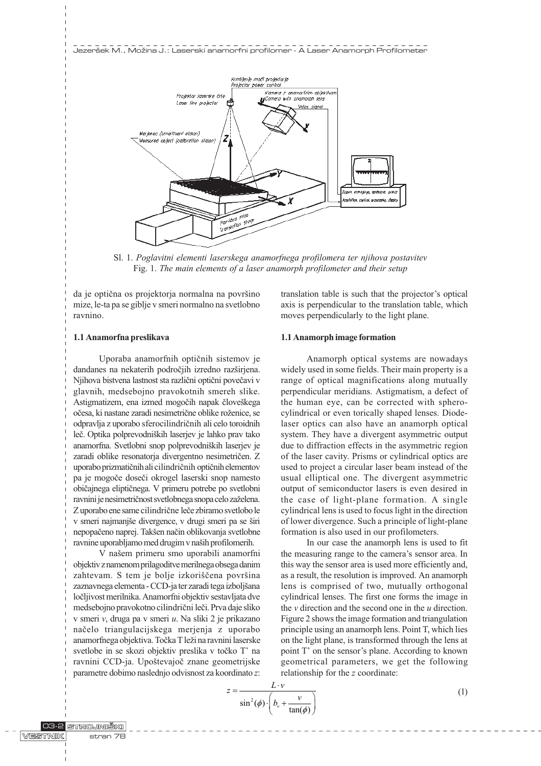Sl. 1. *Poglavitni elementi laserskega anamorfnega profilomera ter njihova postavitev*
Fig. 1. *The main elements of a laser anamorph profilometer and their setup*

da je optična os projektorja normalna na površino mize, le-ta pa se giblje v smeri normalno na svetlobno ravnino.

### 1.1 Anamorfna preslikava

Uporaba anamorfnih optičnih sistemov je dandanes na nekaterih področjih izredno razširjena. Njihova bistvena lastnost sta različni optični povečavi v glavnih, medsebojno pravokotnih smereh slike. Astigmatizem, ena izmed mogočih napak človeškega očesa, ki nastane zaradi nesimetrične oblike roženice, se odpravlja z uporabo sferocilindričnih ali celo toroidnih leč. Optika polprevodniških laserjev je lahko prav tako anamorfna. Svetlobni snop polprevodniških laserjev je zaradi oblike resonatorja divergentno nesimetričen. Z uporabo prizmatičnih ali cilindričnih optičnih elementov pa je mogoče doseči okrogel laserski snop namesto običajnega eliptičnega. V primeru potrebe po svetlobni ravnini je nesimetričnost svetlobnega snopa celo zaželena. Z uporabo ene same cilindrične leče zbiramo svetlobo le v smeri najmanjše divergence, v drugi smeri pa se širi nepopačeno naprej. Takšen način oblikovanja svetlobne ravnine uporabljamo med drugim v naših profilomerih.

V našem primeru smo uporabili anamorfni objektiv z namenom prilagoditve merilnega obsega danim zahtevam. S tem je bolje izkoriščena površina zaznavnega elementa - CCD-ja ter zaradi tega izboljšana ločljivost merilnika. Anamorfni objektiv sestavljata dve medsebojno pravokotno cilindrični leči. Prva daje sliko v smeri $v$, druga pa v smeri $u$. Na sliki 2 je prikazano načelo triangulacijskega merjenja z uporabo anamorfnega objektiva. Točka T leži na ravnini laserske svetlobe in se skozi objektiv preslika v točko T' na ravnini CCD-ja. Upoštevajoč znane geometrijske parametre dobimo naslednjo odvisnost za koordinato $z$:

translation table is such that the projector's optical axis is perpendicular to the translation table, which moves perpendicularly to the light plane.

### 1.1 Anamorph image formation

Anamorph optical systems are nowadays widely used in some fields. Their main property is a range of optical magnifications along mutually perpendicular meridians. Astigmatism, a defect of the human eye, can be corrected with sphero-cylindrical or even torically shaped lenses. Diode-laser optics can also have an anamorph optical system. They have a divergent asymmetric output due to diffraction effects in the asymmetric region of the laser cavity. Prisms or cylindrical optics are used to project a circular laser beam instead of the usual elliptical one. The divergent asymmetric output of semiconductor lasers is even desired in the case of light-plane formation. A single cylindrical lens is used to focus light in the direction of lower divergence. Such a principle of light-plane formation is also used in our profilometers.

In our case the anamorph lens is used to fit the measuring range to the camera's sensor area. In this way the sensor area is used more efficiently and, as a result, the resolution is improved. An anamorph lens is comprised of two, mutually orthogonal cylindrical lenses. The first one forms the image in the $v$ direction and the second one in the $u$ direction. Figure 2 shows the image formation and triangulation principle using an anamorph lens. Point T, which lies on the light plane, is transformed through the lens at point T' on the sensor's plane. According to known geometrical parameters, we get the following relationship for the $z$ coordinate:

$$z = \frac{L \cdot v}{\sin^2(\phi) \cdot \left( b_v + \dfrac{v}{\tan(\phi)} \right)} \qquad (1)$$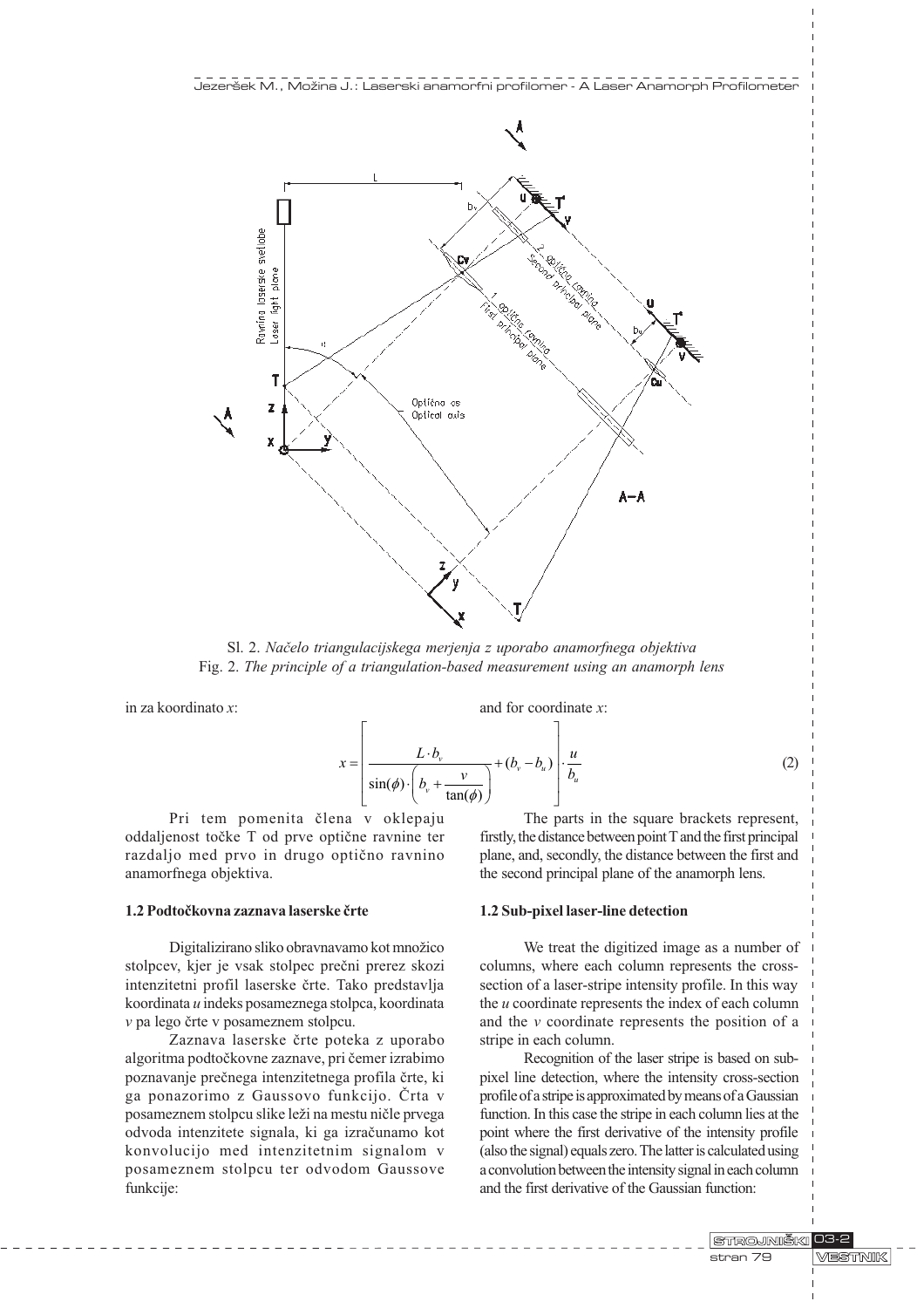Sl. 2. *Načelo triangulacijskega merjenja z uporabo anamorfnega objektiva*
Fig. 2. *The principle of a triangulation-based measurement using an anamorph lens*

in za koordinato $x$:

and for coordinate $x$:

$$x = \left[ \frac{L \cdot b_v}{\sin(\phi) \cdot \left( b_v + \dfrac{v}{\tan(\phi)} \right)} + (b_v - b_u) \right] \cdot \frac{u}{b_u} \tag{2}$$

Pri tem pomenita člena v oklepaju oddaljenost točke T od prve optične ravnine ter razdaljo med prvo in drugo optično ravnino anamorfnega objektiva.

The parts in the square brackets represent, firstly, the distance between point T and the first principal plane, and, secondly, the distance between the first and the second principal plane of the anamorph lens.

### 1.2 Podtočkovna zaznava laserske črte

Digitalizirano sliko obravnavamo kot množico stolpcev, kjer je vsak stolpec prečni prerez skozi intenzitetni profil laserske črte. Tako predstavlja koordinata $u$ indeks posameznega stolpca, koordinata $v$ pa lego črte v posameznem stolpcu.

Zaznava laserske črte poteka z uporabo algoritma podtočkovne zaznave, pri čemer izrabimo poznavanje prečnega intenzitetnega profila črte, ki ga ponazorimo z Gaussovo funkcijo. Črta v posameznem stolpcu slike leži na mestu ničle prvega odvoda intenzitete signala, ki ga izračunamo kot konvolucijo med intenzitetnim signalom v posameznem stolpcu ter odvodom Gaussove funkcije:

### 1.2 Sub-pixel laser-line detection

We treat the digitized image as a number of columns, where each column represents the cross-section of a laser-stripe intensity profile. In this way the $u$ coordinate represents the index of each column and the $v$ coordinate represents the position of a stripe in each column.

Recognition of the laser stripe is based on sub-pixel line detection, where the intensity cross-section profile of a stripe is approximated by means of a Gaussian function. In this case the stripe in each column lies at the point where the first derivative of the intensity profile (also the signal) equals zero. The latter is calculated using a convolution between the intensity signal in each column and the first derivative of the Gaussian function: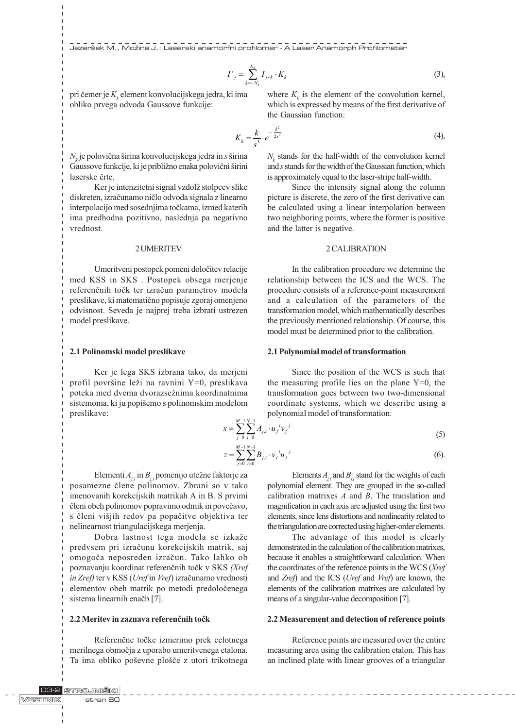$$I'_j = \sum_{k=-N_k}^{N_k} I_{j+k} \cdot K_k \tag{3}$$

pri čemer je $K_k$ element konvolucijskega jedra, ki ima obliko prvega odvoda Gaussove funkcije:

$$K_k = \frac{k}{s^3} \cdot e^{-\frac{k^2}{2s^2}} \tag{4}$$

$N_k$ je polovična širina konvolucijskega jedra in $s$ širina Gaussove funkcije, ki je približno enaka polovični širini laserske črte.

Ker je intenzitetni signal vzdolž stolpcev slike diskreten, izračunamo ničlo odvoda signala z linearno interpolacijo med sosednjima točkama, izmed katerih ima predhodna pozitivno, naslednja pa negativno vrednost.

## 2 UMERITEV

Umeritveni postopek pomeni določitev relacije med KSS in SKS . Postopek obsega merjenje referenčnih točk ter izračun parametrov modela preslikave, ki matematično popisuje zgoraj omenjeno odvisnost. Seveda je najprej treba izbrati ustrezen model preslikave.

### 2.1 Polinomski model preslikave

Ker je lega SKS izbrana tako, da merjeni profil površine leži na ravnini Y=0, preslikava poteka med dvema dvorazsežnima koordinatnima sistemoma, ki ju popišemo s polinomskim modelom preslikave:

$$x = \sum_{j=0}^{M-1}\sum_{i=0}^{N-1} A_{j,i} \cdot u_f^{\,i} v_f^{\,j} \tag{5}$$

$$z = \sum_{j=0}^{M-1}\sum_{i=0}^{N-1} B_{j,i} \cdot v_f^{\,i} u_f^{\,j} \tag{6}$$

Elementi $A_{j,i}$ in $B_{j,i}$ pomenijo utežne faktorje za posamezne člene polinomov. Zbrani so v tako imenovanih korekcijskih matrikah A in B. S prvimi členi obeh polinomov popravimo odmik in povečavo, s členi višjih redov pa popačitve objektiva ter nelinearnost triangulacijskega merjenja.

Dobra lastnost tega modela se izkaže predvsem pri izračunu korekcijskih matrik, saj omogoča neposreden izračun. Tako lahko ob poznavanju koordinat referenčnih točk v SKS *(Xref in Zref)* ter v KSS (*Uref* in *Vref*) izračunamo vrednosti elementov obeh matrik po metodi predoločenega sistema linearnih enačb [7].

### 2.2 Meritev in zaznava referenčnih točk

Referenčne točke izmerimo prek celotnega merilnega območja z uporabo umeritvenega etalona. Ta ima obliko poševne plošče z utori trikotnega

---

where $K_k$ is the element of the convolution kernel, which is expressed by means of the first derivative of the Gaussian function:

$N_k$ stands for the half-width of the convolution kernel and $s$ stands for the width of the Gaussian function, which is approximately equal to the laser-stripe half-width.

Since the intensity signal along the column picture is discrete, the zero of the first derivative can be calculated using a linear interpolation between two neighboring points, where the former is positive and the latter is negative.

## 2 CALIBRATION

In the calibration procedure we determine the relationship between the ICS and the WCS. The procedure consists of a reference-point measurement and a calculation of the parameters of the transformation model, which mathematically describes the previously mentioned relationship. Of course, this model must be determined prior to the calibration.

### 2.1 Polynomial model of transformation

Since the position of the WCS is such that the measuring profile lies on the plane Y=0, the transformation goes between two two-dimensional coordinate systems, which we describe using a polynomial model of transformation:

Elements $A_{j,i}$ and $B_{j,i}$ stand for the weights of each polynomial element. They are grouped in the so-called calibration matrixes *A* and *B*. The translation and magnification in each axis are adjusted using the first two elements, since lens distortions and nonlinearity related to the triangulation are corrected using higher-order elements.

The advantage of this model is clearly demonstrated in the calculation of the calibration matrixes, because it enables a straightforward calculation. When the coordinates of the reference points in the WCS (*Xref* and *Zref*) and the ICS (*Uref* and *Vref*) are known, the elements of the calibration matrixes are calculated by means of a singular-value decomposition [7].

### 2.2 Measurement and detection of reference points

Reference points are measured over the entire measuring area using the calibration etalon. This has an inclined plate with linear grooves of a triangular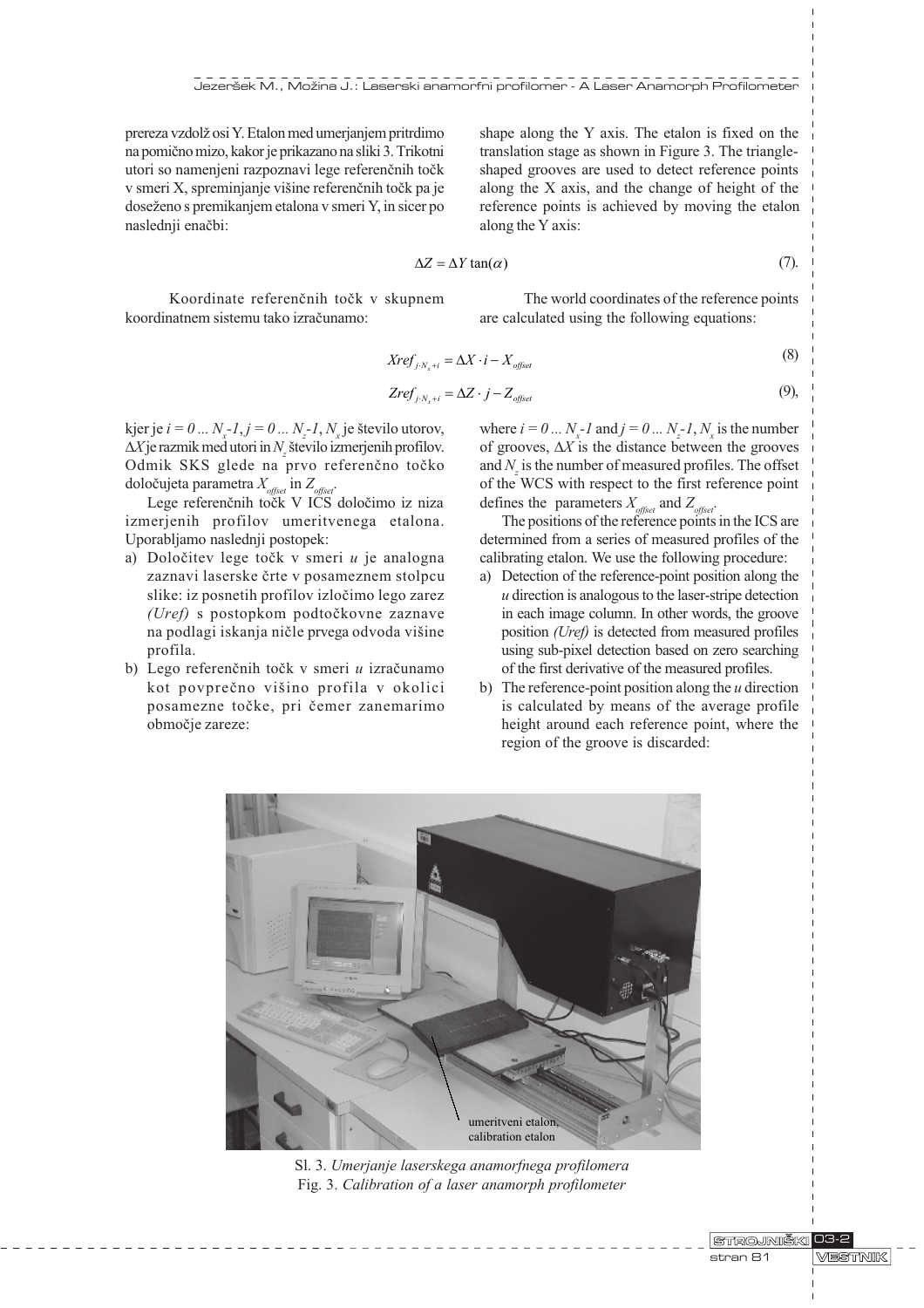prereza vzdolž osi Y. Etalon med umerjanjem pritrdimo na pomično mizo, kakor je prikazano na sliki 3. Trikotni utori so namenjeni razpoznavi lege referenčnih točk v smeri X, spreminjanje višine referenčnih točk pa je doseženo s premikanjem etalona v smeri Y, in sicer po naslednji enačbi:

shape along the Y axis. The etalon is fixed on the translation stage as shown in Figure 3. The triangle-shaped grooves are used to detect reference points along the X axis, and the change of height of the reference points is achieved by moving the etalon along the Y axis:

$$\Delta Z = \Delta Y \tan(\alpha) \tag{7}$$

Koordinate referenčnih točk v skupnem koordinatnem sistemu tako izračunamo:

The world coordinates of the reference points are calculated using the following equations:

$$Xref_{j \cdot N_x + i} = \Delta X \cdot i - X_{offset} \tag{8}$$

$$Zref_{j \cdot N_x + i} = \Delta Z \cdot j - Z_{offset} \tag{9}$$

kjer je $i = 0 \dots N_x\text{-}1$, $j = 0 \dots N_z\text{-}1$, $N_x$ je število utorov, $\Delta X$ je razmik med utori in $N_z$ število izmerjenih profilov. Odmik SKS glede na prvo referenčno točko določujeta parametra $X_{offset}$ in $Z_{offset}$.

Lege referenčnih točk V ICS določimo iz niza izmerjenih profilov umeritvenega etalona. Uporabljamo naslednji postopek:

a) Določitev lege točk v smeri *u* je analogna zaznavi laserske črte v posameznem stolpcu slike: iz posnetih profilov izločimo lego zarez *(Uref)* s postopkom podtočkovne zaznave na podlagi iskanja ničle prvega odvoda višine profila.
b) Lego referenčnih točk v smeri *u* izračunamo kot povprečno višino profila v okolici posamezne točke, pri čemer zanemarimo območje zareze:

where $i = 0 \dots N_x\text{-}1$ and $j = 0 \dots N_z\text{-}1$, $N_x$ is the number of grooves, $\Delta X$ is the distance between the grooves and $N_z$ is the number of measured profiles. The offset of the WCS with respect to the first reference point defines the parameters $X_{offset}$ and $Z_{offset}$.

The positions of the reference points in the ICS are determined from a series of measured profiles of the calibrating etalon. We use the following procedure:

a) Detection of the reference-point position along the *u* direction is analogous to the laser-stripe detection in each image column. In other words, the groove position *(Uref)* is detected from measured profiles using sub-pixel detection based on zero searching of the first derivative of the measured profiles.
b) The reference-point position along the *u* direction is calculated by means of the average profile height around each reference point, where the region of the groove is discarded:

umeritveni etalon, calibration etalon

Sl. 3. *Umerjanje laserskega anamorfnega profilomera*
Fig. 3. *Calibration of a laser anamorph profilometer*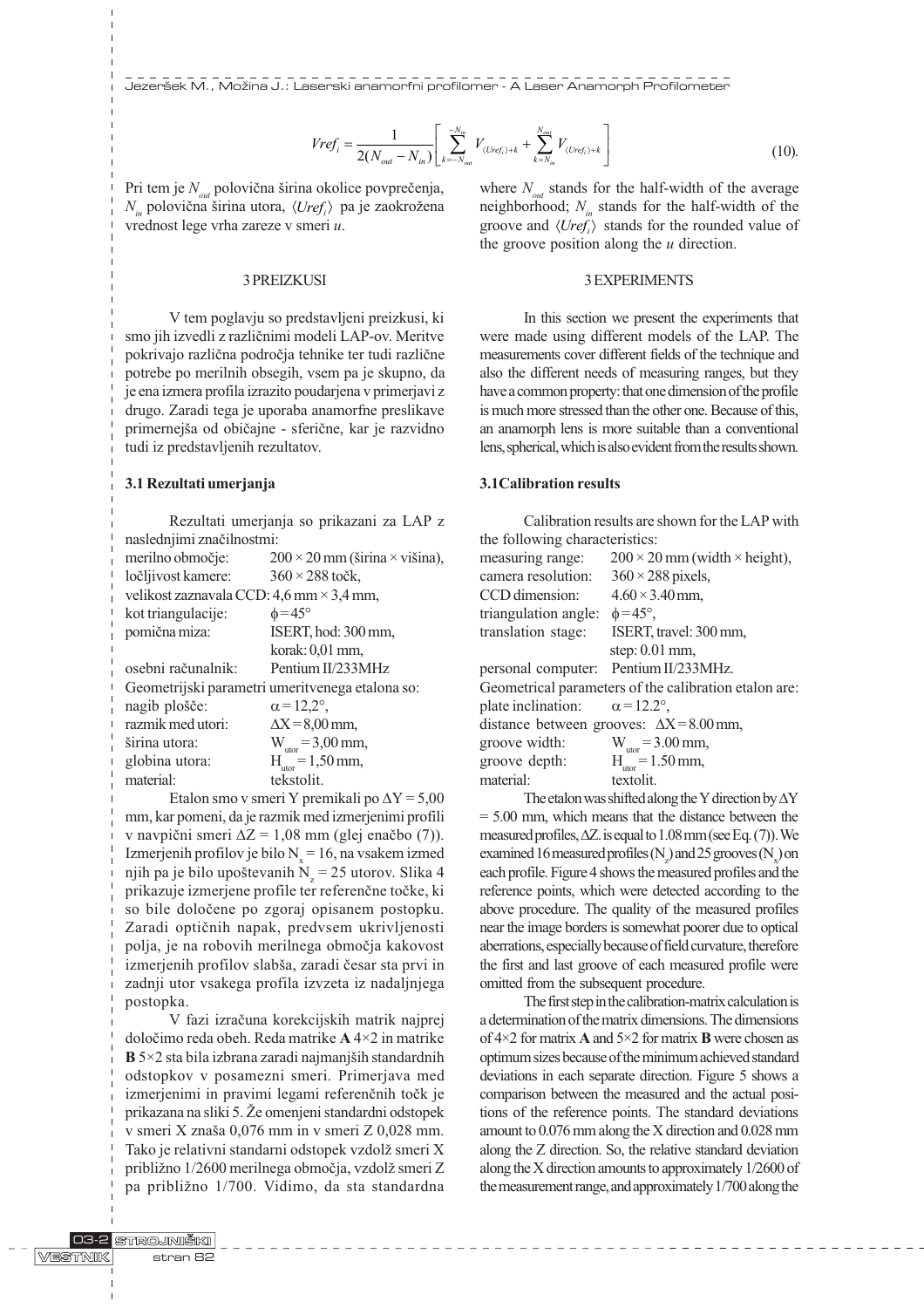$$Vref_i = \frac{1}{2(N_{out} - N_{in})}\left[\sum_{k=-N_{out}}^{-N_{in}} V_{\langle Uref_i \rangle + k} + \sum_{k=N_{in}}^{N_{out}} V_{\langle Uref_i \rangle + k}\right] \tag{10}$$

Pri tem je $N_{out}$ polovična širina okolice povprečenja, $N_{in}$ polovična širina utora, $\langle Uref_i \rangle$ pa je zaokrožena vrednost lege vrha zareze v smeri $u$.

## 3 PREIZKUSI

V tem poglavju so predstavljeni preizkusi, ki smo jih izvedli z različnimi modeli LAP-ov. Meritve pokrivajo različna področja tehnike ter tudi različne potrebe po merilnih obsegih, vsem pa je skupno, da je ena izmera profila izrazito poudarjena v primerjavi z drugo. Zaradi tega je uporaba anamorfne preslikave primernejša od običajne - sferične, kar je razvidno tudi iz predstavljenih rezultatov.

### 3.1 Rezultati umerjanja

Rezultati umerjanja so prikazani za LAP z naslednjimi značilnostmi:

merilno območje: 200 × 20 mm (širina × višina),
ločljivost kamere: 360 × 288 točk,
velikost zaznavala CCD: 4,6 mm × 3,4 mm,
kot triangulacije: $\phi = 45°$
pomična miza: ISERT, hod: 300 mm, korak: 0,01 mm,
osebni računalnik: Pentium II/233MHz

Geometrijski parametri umeritvenega etalona so:

nagib plošče: $\alpha = 12{,}2°$,
razmik med utori: $\Delta X = 8{,}00$ mm,
širina utora: $W_{utor} = 3{,}00$ mm,
globina utora: $H_{utor} = 1{,}50$ mm,
material: tekstolit.

Etalon smo v smeri Y premikali po $\Delta Y = 5{,}00$ mm, kar pomeni, da je razmik med izmerjenimi profili v navpični smeri $\Delta Z = 1{,}08$ mm (glej enačbo (7)). Izmerjenih profilov je bilo $N_x = 16$, na vsakem izmed njih pa je bilo upoštevanih $N_z = 25$ utorov. Slika 4 prikazuje izmerjene profile ter referenčne točke, ki so bile določene po zgoraj opisanem postopku. Zaradi optičnih napak, predvsem ukrivljenosti polja, je na robovih merilnega območja kakovost izmerjenih profilov slabša, zaradi česar sta prvi in zadnji utor vsakega profila izvzeta iz nadaljnjega postopka.

V fazi izračuna korekcijskih matrik najprej določimo reda obeh. Reda matrike **A** 4×2 in matrike **B** 5×2 sta bila izbrana zaradi najmanjših standardnih odstopkov v posamezni smeri. Primerjava med izmerjenimi in pravimi legami referenčnih točk je prikazana na sliki 5. Že omenjeni standardni odstopek v smeri X znaša 0,076 mm in v smeri Z 0,028 mm. Tako je relativni standardni odstopek vzdolž smeri X približno 1/2600 merilnega območja, vzdolž smeri Z pa približno 1/700. Vidimo, da sta standardna

where $N_{out}$ stands for the half-width of the average neighborhood; $N_{in}$ stands for the half-width of the groove and $\langle Uref_i \rangle$ stands for the rounded value of the groove position along the $u$ direction.

## 3 EXPERIMENTS

In this section we present the experiments that were made using different models of the LAP. The measurements cover different fields of the technique and also the different needs of measuring ranges, but they have a common property: that one dimension of the profile is much more stressed than the other one. Because of this, an anamorph lens is more suitable than a conventional lens, spherical, which is also evident from the results shown.

### 3.1 Calibration results

Calibration results are shown for the LAP with the following characteristics:

measuring range: 200 × 20 mm (width × height),
camera resolution: 360 × 288 pixels,
CCD dimension: 4.60 × 3.40 mm,
triangulation angle: $\phi = 45°$,
translation stage: ISERT, travel: 300 mm, step: 0.01 mm,
personal computer: Pentium II/233MHz.

Geometrical parameters of the calibration etalon are:

plate inclination: $\alpha = 12.2°$,
distance between grooves: $\Delta X = 8.00$ mm,
groove width: $W_{utor} = 3.00$ mm,
groove depth: $H_{utor} = 1.50$ mm,
material: textolit.

The etalon was shifted along the Y direction by $\Delta Y = 5.00$ mm, which means that the distance between the measured profiles, $\Delta Z$, is equal to 1.08 mm (see Eq. (7)). We examined 16 measured profiles ($N_z$) and 25 grooves ($N_x$) on each profile. Figure 4 shows the measured profiles and the reference points, which were detected according to the above procedure. The quality of the measured profiles near the image borders is somewhat poorer due to optical aberrations, especially because of field curvature, therefore the first and last groove of each measured profile were omitted from the subsequent procedure.

The first step in the calibration-matrix calculation is a determination of the matrix dimensions. The dimensions of 4×2 for matrix **A** and 5×2 for matrix **B** were chosen as optimum sizes because of the minimum achieved standard deviations in each separate direction. Figure 5 shows a comparison between the measured and the actual positions of the reference points. The standard deviations amount to 0.076 mm along the X direction and 0.028 mm along the Z direction. So, the relative standard deviation along the X direction amounts to approximately 1/2600 of the measurement range, and approximately 1/700 along the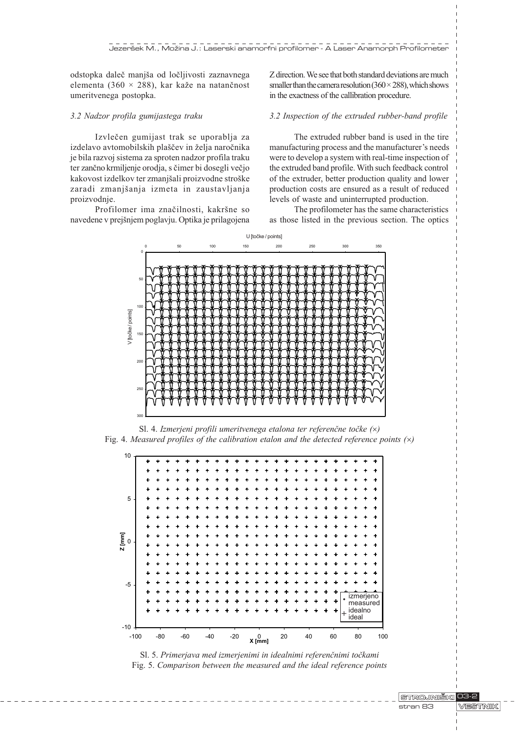odstopka daleč manjša od ločljivosti zaznavnega elementa (360 × 288), kar kaže na natančnost umeritvenega postopka.

### 3.2 Nadzor profila gumijastega traku

Izvlečen gumijast trak se uporablja za izdelavo avtomobilskih plaščev in želja naročnika je bila razvoj sistema za sproten nadzor profila traku ter zančno krmiljenje orodja, s čimer bi dosegli večjo kakovost izdelkov ter zmanjšali proizvodne stroške zaradi zmanjšanja izmeta in zaustavljanja proizvodnje.

Profilomer ima značilnosti, kakršne so navedene v prejšnjem poglavju. Optika je prilagojena

Z direction. We see that both standard deviations are much smaller than the camera resolution (360 × 288), which shows in the exactness of the callibration procedure.

### 3.2 Inspection of the extruded rubber-band profile

The extruded rubber band is used in the tire manufacturing process and the manufacturer's needs were to develop a system with real-time inspection of the extruded band profile. With such feedback control of the extruder, better production quality and lower production costs are ensured as a result of reduced levels of waste and uninterrupted production.

The profilometer has the same characteristics as those listed in the previous section. The optics

Sl. 4. *Izmerjeni profili umeritvenega etalona ter referenčne točke (×)*
Fig. 4. *Measured profiles of the calibration etalon and the detected reference points (×)*

Sl. 5. *Primerjava med izmerjenimi in idealnimi referenčnimi točkami*
Fig. 5. *Comparison between the measured and the ideal reference points*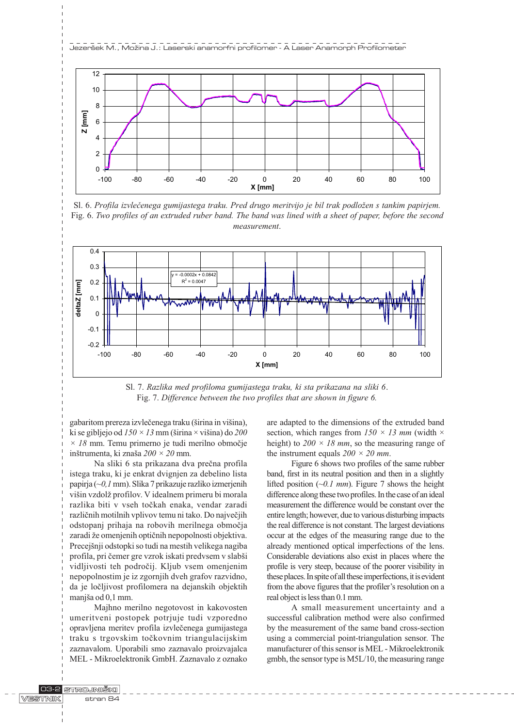Sl. 6. *Profila izvlečenega gumijastega traku. Pred drugo meritvijo je bil trak podložen s tankim papirjem.*
Fig. 6. *Two profiles of an extruded ruber band. The band was lined with a sheet of paper, before the second measurement.*

Sl. 7. *Razlika med profiloma gumijastega traku, ki sta prikazana na sliki 6.*
Fig. 7. *Difference between the two profiles that are shown in figure 6.*

gabaritom prereza izvlečenega traku (širina in višina), ki se gibljejo od *150 × 13* mm (širina × višina) do *200 × 18* mm. Temu primerno je tudi merilno območje inštrumenta, ki znaša *200 × 20* mm.

Na sliki 6 sta prikazana dva prečna profila istega traku, ki je enkrat dvignjen za debelino lista papirja (*~0,1* mm). Slika 7 prikazuje razliko izmerjenih višin vzdolž profilov. V idealnem primeru bi morala razlika biti v vseh točkah enaka, vendar zaradi različnih motilnih vplivov temu ni tako. Do največjih odstopanj prihaja na robovih merilnega območja zaradi že omenjenih optičnih nepopolnosti objektiva. Precejšnji odstopki so tudi na mestih velikega nagiba profila, pri čemer gre vzrok iskati predvsem v slabši vidljivosti teh področij. Kljub vsem omenjenim nepopolnostim je iz zgornjih dveh grafov razvidno, da je ločljivost profilomera na dejanskih objektih manjša od 0,1 mm.

Majhno merilno negotovost in kakovosten umeritveni postopek potrjuje tudi vzporedno opravljena meritev profila izvlečenega gumijastega traku s trgovskim točkovnim triangulacijskim zaznavalom. Uporabili smo zaznavalo proizvajalca MEL - Mikroelektronik GmbH. Zaznavalo z oznako

are adapted to the dimensions of the extruded band section, which ranges from *150 × 13 mm* (width × height) to *200 × 18 mm*, so the measuring range of the instrument equals *200 × 20 mm*.

Figure 6 shows two profiles of the same rubber band, first in its neutral position and then in a slightly lifted position (*~0.1 mm*). Figure 7 shows the height difference along these two profiles. In the case of an ideal measurement the difference would be constant over the entire length; however, due to various disturbing impacts the real difference is not constant. The largest deviations occur at the edges of the measuring range due to the already mentioned optical imperfections of the lens. Considerable deviations also exist in places where the profile is very steep, because of the poorer visibility in these places. In spite of all these imperfections, it is evident from the above figures that the profiler's resolution on a real object is less than 0.1 mm.

A small measurement uncertainty and a successful calibration method were also confirmed by the measurement of the same band cross-section using a commercial point-triangulation sensor. The manufacturer of this sensor is MEL - Mikroelektronik gmbh, the sensor type is M5L/10, the measuring range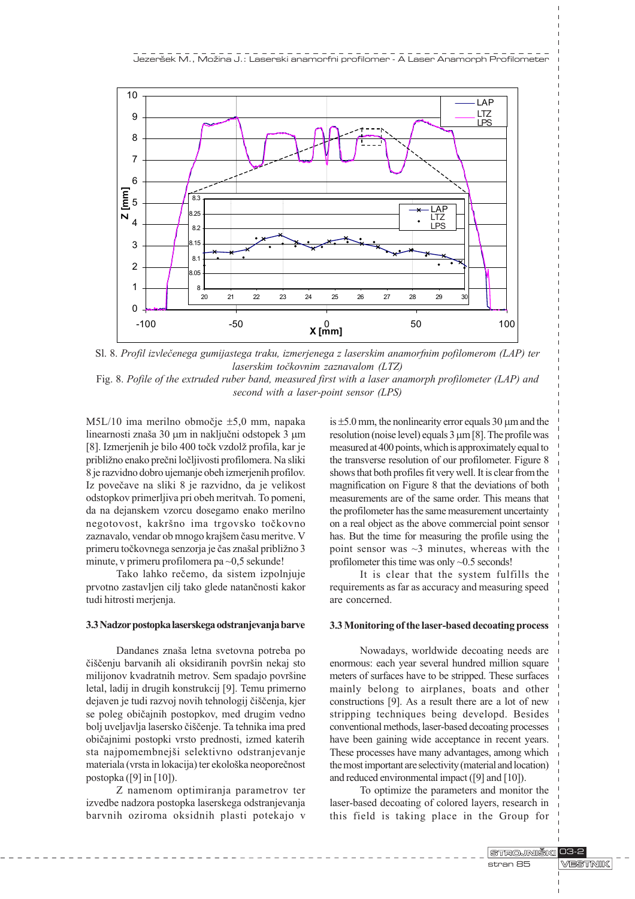Sl. 8. *Profil izvlečenega gumijastega traku, izmerjenega z laserskim anamorfnim pofilomerom (LAP) ter laserskim točkovnim zaznavalom (LTZ)*

Fig. 8. *Pofile of the extruded ruber band, measured first with a laser anamorph profilometer (LAP) and second with a laser-point sensor (LPS)*

M5L/10 ima merilno območje ±5,0 mm, napaka linearnosti znaša 30 µm in naključni odstopek 3 µm [8]. Izmerjenih je bilo 400 točk vzdolž profila, kar je približno enako prečni ločljivosti profilomera. Na sliki 8 je razvidno dobro ujemanje obeh izmerjenih profilov. Iz povečave na sliki 8 je razvidno, da je velikost odstopkov primerljiva pri obeh meritvah. To pomeni, da na dejanskem vzorcu dosegamo enako merilno negotovost, kakršno ima trgovsko točkovno zaznavalo, vendar ob mnogo krajšem času meritve. V primeru točkovnega senzorja je čas znašal približno 3 minute, v primeru profilomera pa ~0,5 sekunde!

Tako lahko rečemo, da sistem izpolnjuje prvotno zastavljen cilj tako glede natančnosti kakor tudi hitrosti merjenja.

### 3.3 Nadzor postopka laserskega odstranjevanja barve

Dandanes znaša letna svetovna potreba po čiščenju barvanih ali oksidiranih površin nekaj sto milijonov kvadratnih metrov. Sem spadajo površine letal, ladij in drugih konstrukcij [9]. Temu primerno dejaven je tudi razvoj novih tehnologij čiščenja, kjer se poleg običajnih postopkov, med drugim vedno bolj uveljavlja lasersko čiščenje. Ta tehnika ima pred običajnimi postopki vrsto prednosti, izmed katerih sta najpomembnejši selektivno odstranjevanje materiala (vrsta in lokacija) ter ekološka neoporečnost postopka ([9] in [10]).

Z namenom optimiranja parametrov ter izvedbe nadzora postopka laserskega odstranjevanja barvnih oziroma oksidnih plasti potekajo v

is ±5.0 mm, the nonlinearity error equals 30 µm and the resolution (noise level) equals 3 µm [8]. The profile was measured at 400 points, which is approximately equal to the transverse resolution of our profilometer. Figure 8 shows that both profiles fit very well. It is clear from the magnification on Figure 8 that the deviations of both measurements are of the same order. This means that the profilometer has the same measurement uncertainty on a real object as the above commercial point sensor has. But the time for measuring the profile using the point sensor was ~3 minutes, whereas with the profilometer this time was only ~0.5 seconds!

It is clear that the system fulfills the requirements as far as accuracy and measuring speed are concerned.

### 3.3 Monitoring of the laser-based decoating process

Nowadays, worldwide decoating needs are enormous: each year several hundred million square meters of surfaces have to be stripped. These surfaces mainly belong to airplanes, boats and other constructions [9]. As a result there are a lot of new stripping techniques being developd. Besides conventional methods, laser-based decoating processes have been gaining wide acceptance in recent years. These processes have many advantages, among which the most important are selectivity (material and location) and reduced environmental impact ([9] and [10]).

To optimize the parameters and monitor the laser-based decoating of colored layers, research in this field is taking place in the Group for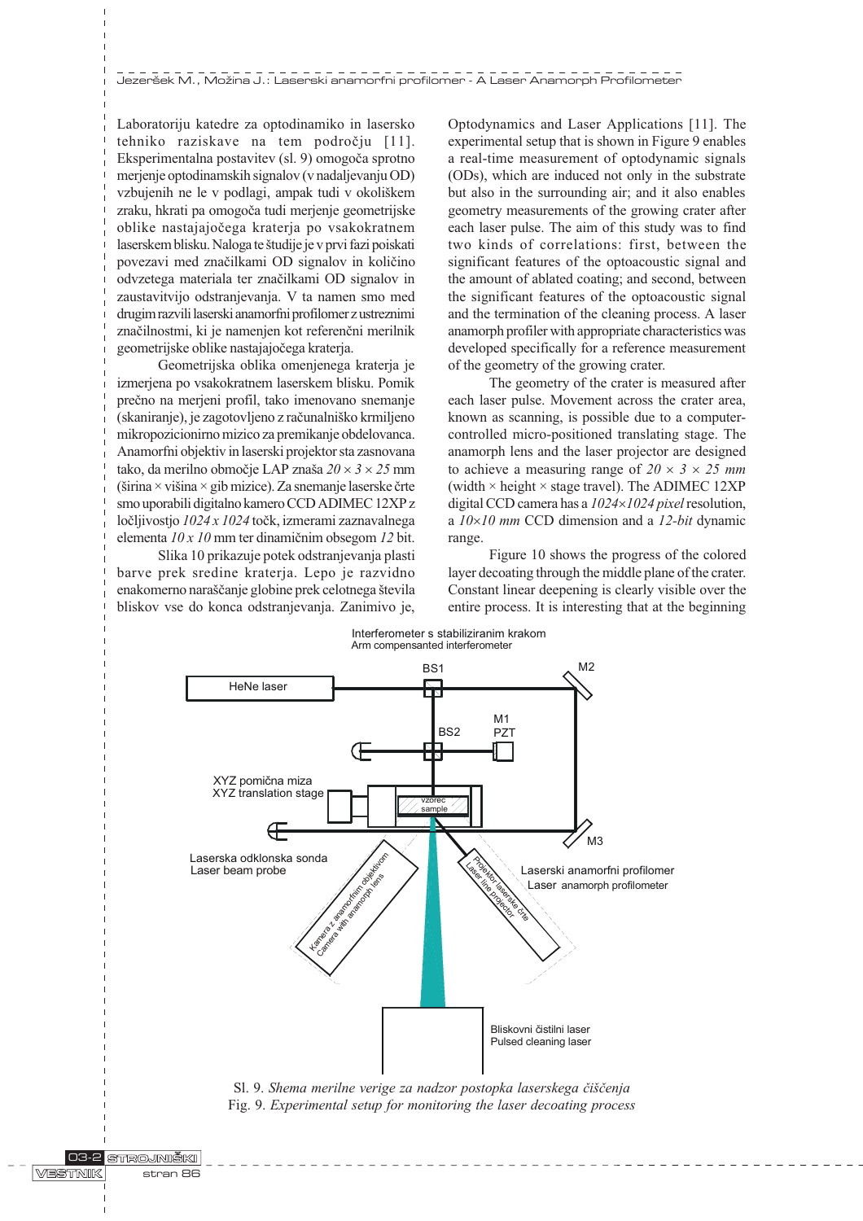Laboratoriju katedre za optodinamiko in lasersko tehniko raziskave na tem področju [11]. Eksperimentalna postavitev (sl. 9) omogoča sprotno merjenje optodinamskih signalov (v nadaljevanju OD) vzbujenih ne le v podlagi, ampak tudi v okoliškem zraku, hkrati pa omogoča tudi merjenje geometrijske oblike nastajajočega kraterja po vsakokratnem laserskem blisku. Naloga te študije je v prvi fazi poiskati povezavi med značilkami OD signalov in količino odvzetega materiala ter značilkami OD signalov in zaustavitvijo odstranjevanja. V ta namen smo med drugim razvili laserski anamorfni profilomer z ustreznimi značilnostmi, ki je namenjen kot referenčni merilnik geometrijske oblike nastajajočega kraterja.

Geometrijska oblika omenjenega kraterja je izmerjena po vsakokratnem laserskem blisku. Pomik prečno na merjeni profil, tako imenovano snemanje (skaniranje), je zagotovljeno z računalniško krmiljeno mikropozicionirno mizico za premikanje obdelovanca. Anamorfni objektiv in laserski projektor sta zasnovana tako, da merilno območje LAP znaša $20 \times 3 \times 25$ mm (širina × višina × gib mizice). Za snemanje laserske črte smo uporabili digitalno kamero CCD ADIMEC 12XP z ločljivostjo *1024 x 1024* točk, izmerami zaznavalnega elementa *10 x 10* mm ter dinamičnim obsegom *12* bit.

Slika 10 prikazuje potek odstranjevanja plasti barve prek sredine kraterja. Lepo je razvidno enakomerno naraščanje globine prek celotnega števila bliskov vse do konca odstranjevanja. Zanimivo je,

Optodynamics and Laser Applications [11]. The experimental setup that is shown in Figure 9 enables a real-time measurement of optodynamic signals (ODs), which are induced not only in the substrate but also in the surrounding air; and it also enables geometry measurements of the growing crater after each laser pulse. The aim of this study was to find two kinds of correlations: first, between the significant features of the optoacoustic signal and the amount of ablated coating; and second, between the significant features of the optoacoustic signal and the termination of the cleaning process. A laser anamorph profiler with appropriate characteristics was developed specifically for a reference measurement of the geometry of the growing crater.

The geometry of the crater is measured after each laser pulse. Movement across the crater area, known as scanning, is possible due to a computer-controlled micro-positioned translating stage. The anamorph lens and the laser projector are designed to achieve a measuring range of $20 \times 3 \times 25$ *mm* (width × height × stage travel). The ADIMEC 12XP digital CCD camera has a *1024×1024 pixel* resolution, a *10×10 mm* CCD dimension and a *12-bit* dynamic range.

Figure 10 shows the progress of the colored layer decoating through the middle plane of the crater. Constant linear deepening is clearly visible over the entire process. It is interesting that at the beginning

Sl. 9. *Shema merilne verige za nadzor postopka laserskega čiščenja*
Fig. 9. *Experimental setup for monitoring the laser decoating process*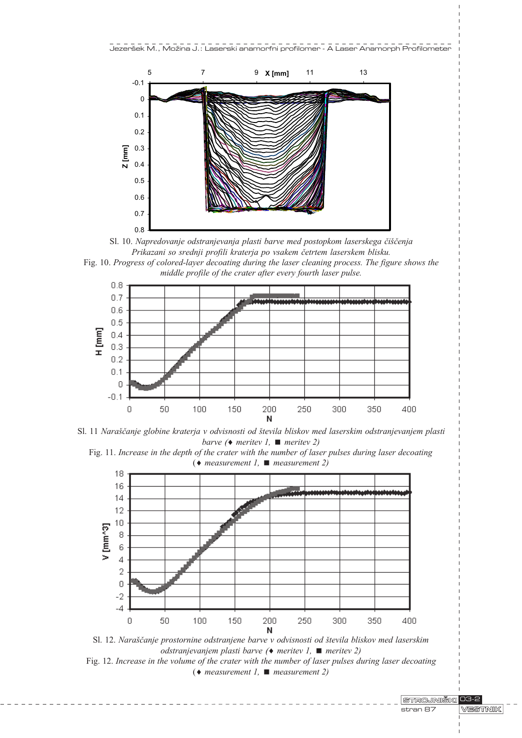Sl. 10. *Napredovanje odstranjevanja plasti barve med postopkom laserskega čiščenja Prikazani so srednji profili kraterja po vsakem četrtem laserskem blisku.*

Fig. 10. *Progress of colored-layer decoating during the laser cleaning process. The figure shows the middle profile of the crater after every fourth laser pulse.*

Sl. 11 *Naraščanje globine kraterja v odvisnosti od števila bliskov med laserskim odstranjevanjem plasti barve (♦ meritev 1, ■ meritev 2)*

Fig. 11. *Increase in the depth of the crater with the number of laser pulses during laser decoating (♦ measurement 1, ■ measurement 2)*

Sl. 12. *Naraščanje prostornine odstranjene barve v odvisnosti od števila bliskov med laserskim odstranjevanjem plasti barve (♦ meritev 1, ■ meritev 2)*

Fig. 12. *Increase in the volume of the crater with the number of laser pulses during laser decoating (♦ measurement 1, ■ measurement 2)*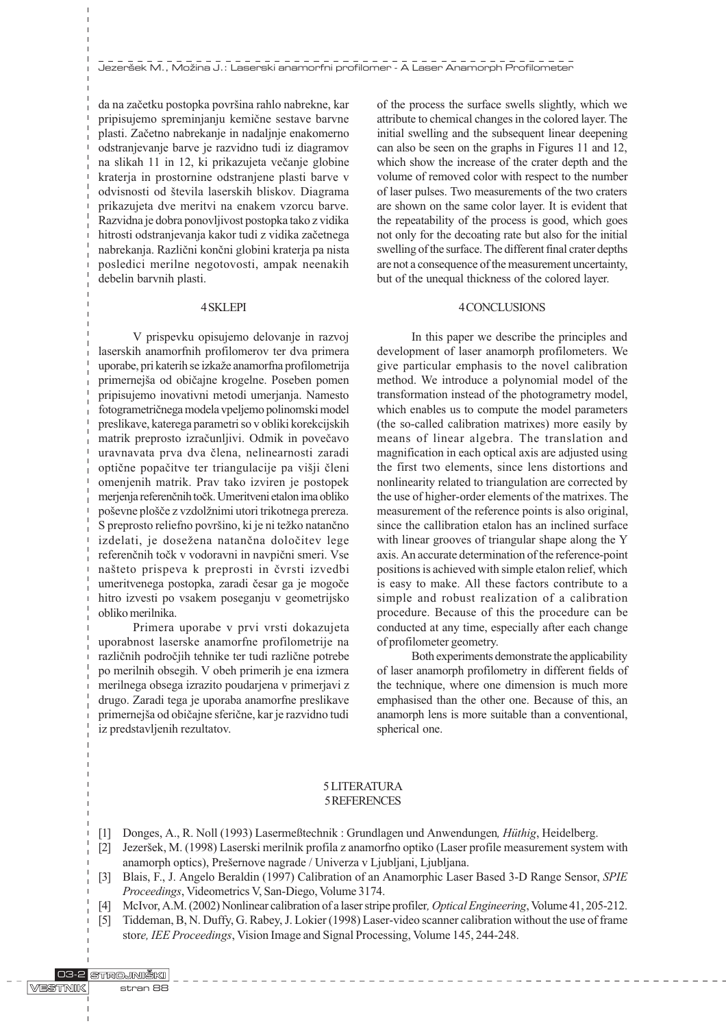da na začetku postopka površina rahlo nabrekne, kar pripisujemo spreminjanju kemične sestave barvne plasti. Začetno nabrekanje in nadaljnje enakomerno odstranjevanje barve je razvidno tudi iz diagramov na slikah 11 in 12, ki prikazujeta večanje globine kraterja in prostornine odstranjene plasti barve v odvisnosti od števila laserskih bliskov. Diagrama prikazujeta dve meritvi na enakem vzorcu barve. Razvidna je dobra ponovljivost postopka tako z vidika hitrosti odstranjevanja kakor tudi z vidika začetnega nabrekanja. Različni končni globini kraterja pa nista posledici merilne negotovosti, ampak neenakih debelin barvnih plasti.

## 4 SKLEPI

V prispevku opisujemo delovanje in razvoj laserskih anamorfnih profilomerov ter dva primera uporabe, pri katerih se izkaže anamorfna profilometrija primernejša od običajne krogelne. Poseben pomen pripisujemo inovativni metodi umerjanja. Namesto fotogrametričnega modela vpeljemo polinomski model preslikave, katerega parametri so v obliki korekcijskih matrik preprosto izračunljivi. Odmik in povečavo uravnavata prva dva člena, nelinearnosti zaradi optične popačitve ter triangulacije pa višji členi omenjenih matrik. Prav tako izviren je postopek merjenja referenčnih točk. Umeritveni etalon ima obliko poševne plošče z vzdolžnimi utori trikotnega prereza. S preprosto reliefno površino, ki je ni težko natančno izdelati, je dosežena natančna določitev lege referenčnih točk v vodoravni in navpični smeri. Vse našteto prispeva k preprosti in čvrsti izvedbi umeritvenega postopka, zaradi česar ga je mogoče hitro izvesti po vsakem poseganju v geometrijsko obliko merilnika.

Primera uporabe v prvi vrsti dokazujeta uporabnost laserske anamorfne profilometrije na različnih področjih tehnike ter tudi različne potrebe po merilnih obsegih. V obeh primerih je ena izmera merilnega obsega izrazito poudarjena v primerjavi z drugo. Zaradi tega je uporaba anamorfne preslikave primernejša od običajne sferične, kar je razvidno tudi iz predstavljenih rezultatov.

of the process the surface swells slightly, which we attribute to chemical changes in the colored layer. The initial swelling and the subsequent linear deepening can also be seen on the graphs in Figures 11 and 12, which show the increase of the crater depth and the volume of removed color with respect to the number of laser pulses. Two measurements of the two craters are shown on the same color layer. It is evident that the repeatability of the process is good, which goes not only for the decoating rate but also for the initial swelling of the surface. The different final crater depths are not a consequence of the measurement uncertainty, but of the unequal thickness of the colored layer.

## 4 CONCLUSIONS

In this paper we describe the principles and development of laser anamorph profilometers. We give particular emphasis to the novel calibration method. We introduce a polynomial model of the transformation instead of the photogrametry model, which enables us to compute the model parameters (the so-called calibration matrixes) more easily by means of linear algebra. The translation and magnification in each optical axis are adjusted using the first two elements, since lens distortions and nonlinearity related to triangulation are corrected by the use of higher-order elements of the matrixes. The measurement of the reference points is also original, since the callibration etalon has an inclined surface with linear grooves of triangular shape along the Y axis. An accurate determination of the reference-point positions is achieved with simple etalon relief, which is easy to make. All these factors contribute to a simple and robust realization of a calibration procedure. Because of this the procedure can be conducted at any time, especially after each change of profilometer geometry.

Both experiments demonstrate the applicability of laser anamorph profilometry in different fields of the technique, where one dimension is much more emphasised than the other one. Because of this, an anamorph lens is more suitable than a conventional, spherical one.

## 5 LITERATURA
## 5 REFERENCES

[1] Donges, A., R. Noll (1993) Lasermeßtechnik : Grundlagen und Anwendungen*, Hüthig*, Heidelberg.

[2] Jezeršek, M. (1998) Laserski merilnik profila z anamorfno optiko (Laser profile measurement system with anamorph optics), Prešernove nagrade / Univerza v Ljubljani, Ljubljana.

[3] Blais, F., J. Angelo Beraldin (1997) Calibration of an Anamorphic Laser Based 3-D Range Sensor, *SPIE Proceedings*, Videometrics V, San-Diego, Volume 3174.

[4] McIvor, A.M. (2002) Nonlinear calibration of a laser stripe profiler*, Optical Engineering*, Volume 41, 205-212.

[5] Tiddeman, B, N. Duffy, G. Rabey, J. Lokier (1998) Laser-video scanner calibration without the use of frame store*, IEE Proceedings*, Vision Image and Signal Processing, Volume 145, 244-248.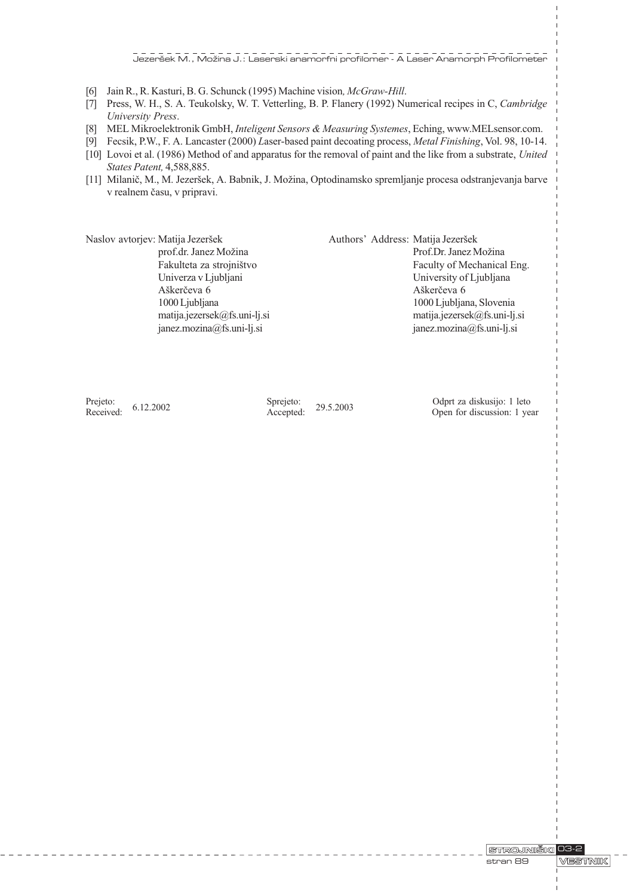[6] Jain R., R. Kasturi, B. G. Schunck (1995) Machine vision*, McGraw-Hill*.

[7] Press, W. H., S. A. Teukolsky, W. T. Vetterling, B. P. Flanery (1992) Numerical recipes in C, *Cambridge University Press*.

[8] MEL Mikroelektronik GmbH, *Inteligent Sensors & Measuring Systemes*, Eching, www.MELsensor.com.

[9] Fecsik, P.W., F. A. Lancaster (2000) Laser-based paint decoating process, *Metal Finishing*, Vol. 98, 10-14.

[10] Lovoi et al. (1986) Method of and apparatus for the removal of paint and the like from a substrate, *United States Patent,* 4,588,885.

[11] Milanič, M., M. Jezeršek, A. Babnik, J. Možina, Optodinamsko spremljanje procesa odstranjevanja barve v realnem času, v pripravi.

Naslov avtorjev: Matija Jezeršek
prof.dr. Janez Možina
Fakulteta za strojništvo
Univerza v Ljubljani
Aškerčeva 6
1000 Ljubljana
matija.jezersek@fs.uni-lj.si
janez.mozina@fs.uni-lj.si

Authors' Address: Matija Jezeršek
Prof.Dr. Janez Možina
Faculty of Mechanical Eng.
University of Ljubljana
Aškerčeva 6
1000 Ljubljana, Slovenia
matija.jezersek@fs.uni-lj.si
janez.mozina@fs.uni-lj.si

Prejeto:
Received: 6.12.2002

Sprejeto:
Accepted: 29.5.2003

Odprt za diskusijo: 1 leto
Open for discussion: 1 year